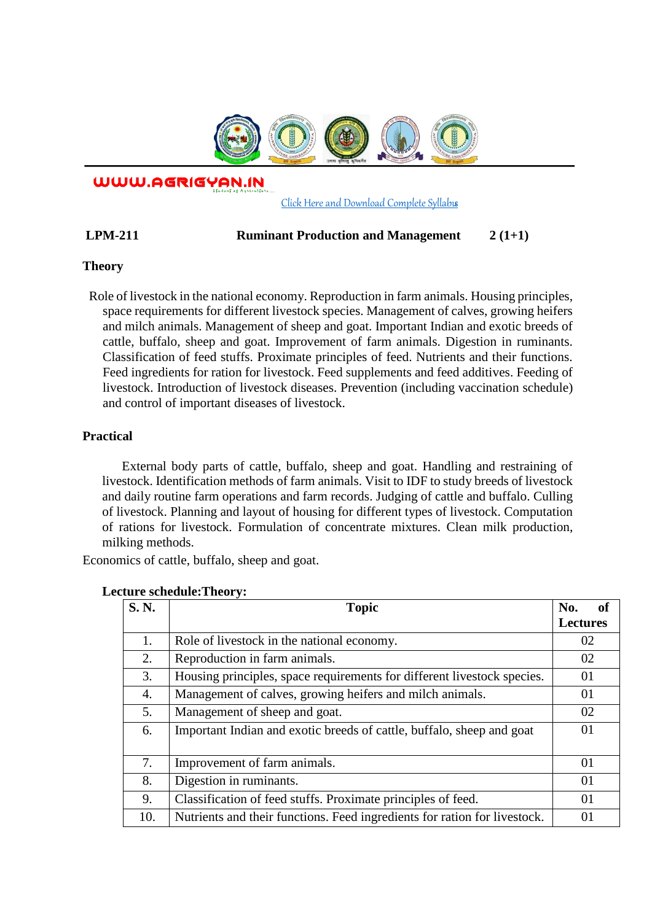WWW.AGRIGYAN.IN

Click Here and Download Complete Syllabus

**LPM-211 Ruminant Production and Management 2 (1+1)**

## Theory

Role of livestock in the national economy. Reproduction in farm animals. Housing principles, space requirements for different livestock species. Management of calves, growing heifers and milch animals. Management of sheep and goat. Important Indian and exotic breeds of cattle, buffalo, sheep and goat. Improvement of farm animals. Digestion in ruminants. Classification of feed stuffs. Proximate principles of feed. Nutrients and their functions. Feed ingredients for ration for livestock. Feed supplements and feed additives. Feeding of livestock. Introduction of livestock diseases. Prevention (including vaccination schedule) and control of important diseases of livestock.

## Practical

External body parts of cattle, buffalo, sheep and goat. Handling and restraining of livestock. Identification methods of farm animals. Visit to IDF to study breeds of livestock and daily routine farm operations and farm records. Judging of cattle and buffalo. Culling of livestock. Planning and layout of housing for different types of livestock. Computation of rations for livestock. Formulation of concentrate mixtures. Clean milk production, milking methods.

Economics of cattle, buffalo, sheep and goat.

**Lecture schedule:Theory:**

| S. N. | Topic | No. of Lectures |
|---|---|---|
| 1. | Role of livestock in the national economy. | 02 |
| 2. | Reproduction in farm animals. | 02 |
| 3. | Housing principles, space requirements for different livestock species. | 01 |
| 4. | Management of calves, growing heifers and milch animals. | 01 |
| 5. | Management of sheep and goat. | 02 |
| 6. | Important Indian and exotic breeds of cattle, buffalo, sheep and goat | 01 |
| 7. | Improvement of farm animals. | 01 |
| 8. | Digestion in ruminants. | 01 |
| 9. | Classification of feed stuffs. Proximate principles of feed. | 01 |
| 10. | Nutrients and their functions. Feed ingredients for ration for livestock. | 01 |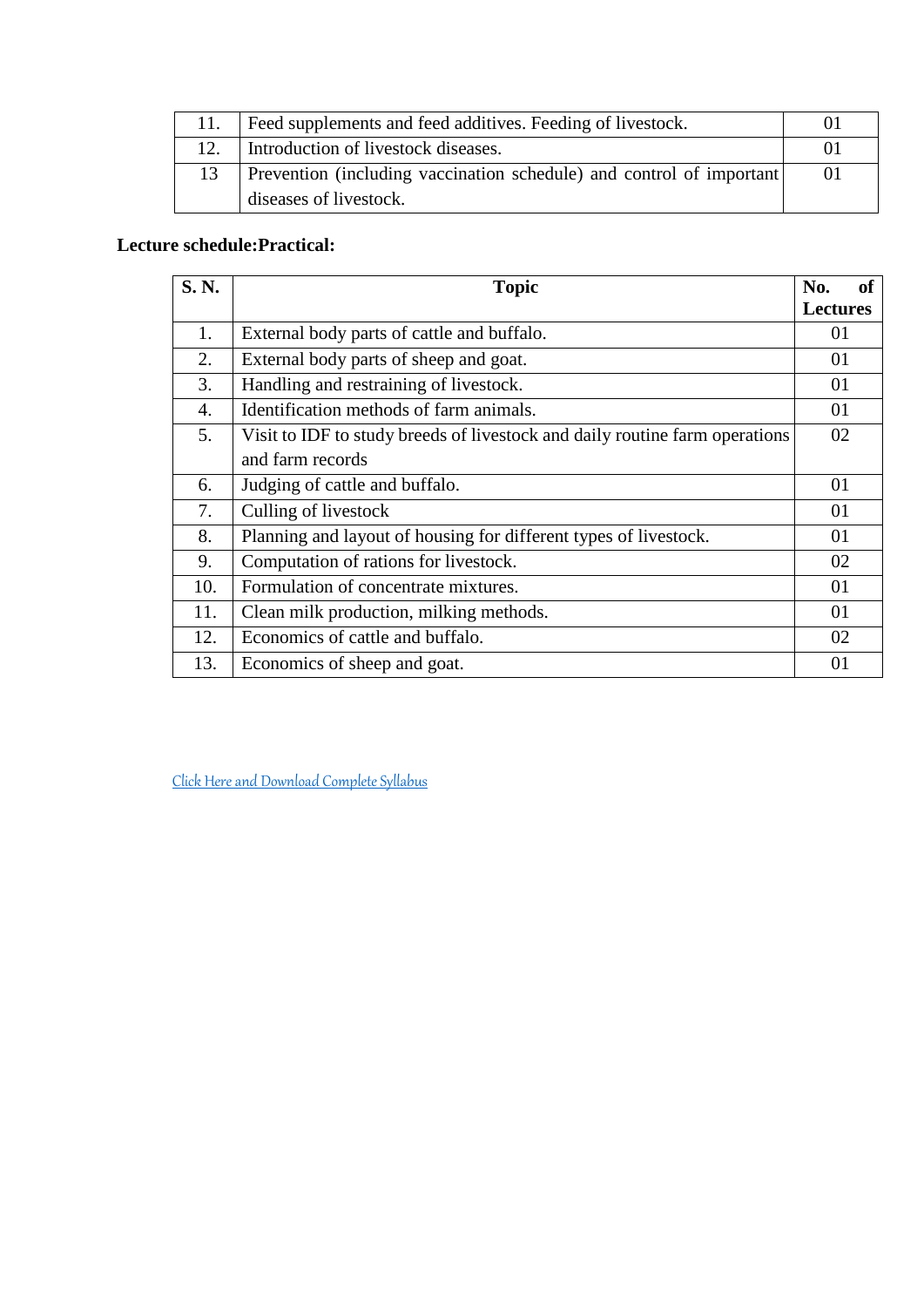| | | |
|---|---|---|
| 11. | Feed supplements and feed additives. Feeding of livestock. | 01 |
| 12. | Introduction of livestock diseases. | 01 |
| 13 | Prevention (including vaccination schedule) and control of important diseases of livestock. | 01 |

**Lecture schedule:Practical:**

| S. N. | Topic | No. of Lectures |
|---|---|---|
| 1. | External body parts of cattle and buffalo. | 01 |
| 2. | External body parts of sheep and goat. | 01 |
| 3. | Handling and restraining of livestock. | 01 |
| 4. | Identification methods of farm animals. | 01 |
| 5. | Visit to IDF to study breeds of livestock and daily routine farm operations and farm records | 02 |
| 6. | Judging of cattle and buffalo. | 01 |
| 7. | Culling of livestock | 01 |
| 8. | Planning and layout of housing for different types of livestock. | 01 |
| 9. | Computation of rations for livestock. | 02 |
| 10. | Formulation of concentrate mixtures. | 01 |
| 11. | Clean milk production, milking methods. | 01 |
| 12. | Economics of cattle and buffalo. | 02 |
| 13. | Economics of sheep and goat. | 01 |

Click Here and Download Complete Syllabus